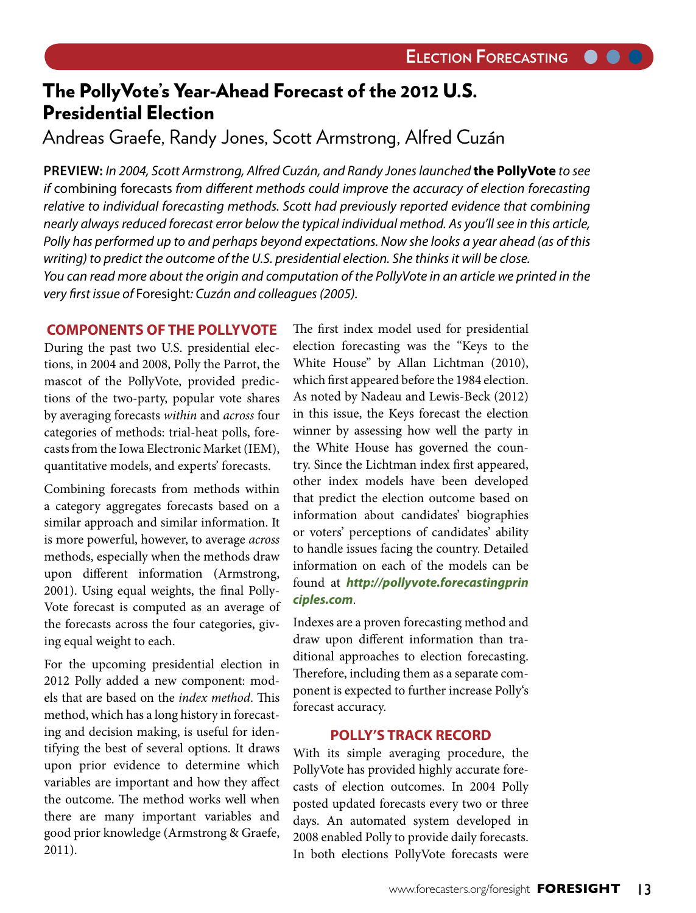# The PollyVote's Year-Ahead Forecast of the 2012 U.S. Presidential Election

Andreas Graefe, Randy Jones, Scott Armstrong, Alfred Cuzán

**PREVIEW:** *In 2004, Scott Armstrong, Alfred Cuzán, and Randy Jones launched* **the PollyVote** *to see if* combining forecasts *from different methods could improve the accuracy of election forecasting relative to individual forecasting methods. Scott had previously reported evidence that combining nearly always reduced forecast error below the typical individual method. As you'll see in this article, Polly has performed up to and perhaps beyond expectations. Now she looks a year ahead (as of this writing) to predict the outcome of the U.S. presidential election. She thinks it will be close. You can read more about the origin and computation of the PollyVote in an article we printed in the very first issue of* Foresight*: Cuzán and colleagues (2005).*

## COMPONENTS OF THE POLLYVOTE

During the past two U.S. presidential elections, in 2004 and 2008, Polly the Parrot, the mascot of the PollyVote, provided predictions of the two-party, popular vote shares by averaging forecasts *within* and *across* four categories of methods: trial-heat polls, forecasts from the Iowa Electronic Market (IEM), quantitative models, and experts' forecasts.

Combining forecasts from methods within a category aggregates forecasts based on a similar approach and similar information. It is more powerful, however, to average *across* methods, especially when the methods draw upon different information (Armstrong, 2001). Using equal weights, the final PollyVote forecast is computed as an average of the forecasts across the four categories, giving equal weight to each.

For the upcoming presidential election in 2012 Polly added a new component: models that are based on the *index method*. This method, which has a long history in forecasting and decision making, is useful for identifying the best of several options. It draws upon prior evidence to determine which variables are important and how they affect the outcome. The method works well when there are many important variables and good prior knowledge (Armstrong & Graefe, 2011).

The first index model used for presidential election forecasting was the "Keys to the White House" by Allan Lichtman (2010), which first appeared before the 1984 election. As noted by Nadeau and Lewis-Beck (2012) in this issue, the Keys forecast the election winner by assessing how well the party in the White House has governed the country. Since the Lichtman index first appeared, other index models have been developed that predict the election outcome based on information about candidates' biographies or voters' perceptions of candidates' ability to handle issues facing the country. Detailed information on each of the models can be found at ***http://pollyvote.forecastingprinciples.com***.

Indexes are a proven forecasting method and draw upon different information than traditional approaches to election forecasting. Therefore, including them as a separate component is expected to further increase Polly's forecast accuracy.

## POLLY'S TRACK RECORD

With its simple averaging procedure, the PollyVote has provided highly accurate forecasts of election outcomes. In 2004 Polly posted updated forecasts every two or three days. An automated system developed in 2008 enabled Polly to provide daily forecasts. In both elections PollyVote forecasts were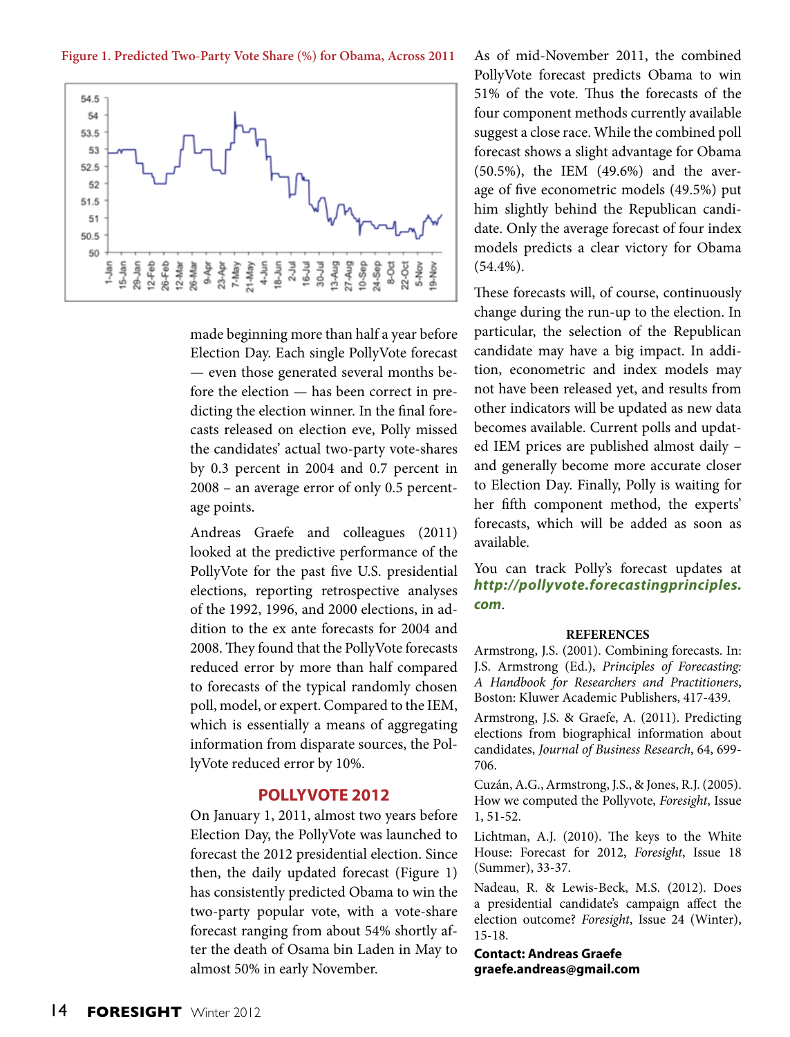**Figure 1. Predicted Two-Party Vote Share (%) for Obama, Across 2011**

54.5
54
53.5
53
52.5
52
51.5
51
50.5
50

1-Jan 15-Jan 29-Jan 12-Feb 26-Feb 12-Mar 26-Mar 9-Apr 23-Apr 7-May 21-May 4-Jun 18-Jun 2-Jul 16-Jul 30-Jul 13-Aug 27-Aug 10-Sep 24-Sep 8-Oct 22-Oct 5-Nov 19-Nov

made beginning more than half a year before Election Day. Each single PollyVote forecast — even those generated several months before the election — has been correct in predicting the election winner. In the final forecasts released on election eve, Polly missed the candidates' actual two-party vote-shares by 0.3 percent in 2004 and 0.7 percent in 2008 – an average error of only 0.5 percentage points.

Andreas Graefe and colleagues (2011) looked at the predictive performance of the PollyVote for the past five U.S. presidential elections, reporting retrospective analyses of the 1992, 1996, and 2000 elections, in addition to the ex ante forecasts for 2004 and 2008. They found that the PollyVote forecasts reduced error by more than half compared to forecasts of the typical randomly chosen poll, model, or expert. Compared to the IEM, which is essentially a means of aggregating information from disparate sources, the PollyVote reduced error by 10%.

## POLLYVOTE 2012

On January 1, 2011, almost two years before Election Day, the PollyVote was launched to forecast the 2012 presidential election. Since then, the daily updated forecast (Figure 1) has consistently predicted Obama to win the two-party popular vote, with a vote-share forecast ranging from about 54% shortly after the death of Osama bin Laden in May to almost 50% in early November.

As of mid-November 2011, the combined PollyVote forecast predicts Obama to win 51% of the vote. Thus the forecasts of the four component methods currently available suggest a close race. While the combined poll forecast shows a slight advantage for Obama (50.5%), the IEM (49.6%) and the average of five econometric models (49.5%) put him slightly behind the Republican candidate. Only the average forecast of four index models predicts a clear victory for Obama (54.4%).

These forecasts will, of course, continuously change during the run-up to the election. In particular, the selection of the Republican candidate may have a big impact. In addition, econometric and index models may not have been released yet, and results from other indicators will be updated as new data becomes available. Current polls and updated IEM prices are published almost daily – and generally become more accurate closer to Election Day. Finally, Polly is waiting for her fifth component method, the experts' forecasts, which will be added as soon as available.

You can track Polly's forecast updates at ***http://pollyvote.forecastingprinciples.com***.

### REFERENCES

Armstrong, J.S. (2001). Combining forecasts. In: J.S. Armstrong (Ed.), *Principles of Forecasting: A Handbook for Researchers and Practitioners*, Boston: Kluwer Academic Publishers, 417-439.

Armstrong, J.S. & Graefe, A. (2011). Predicting elections from biographical information about candidates, *Journal of Business Research*, 64, 699-706.

Cuzán, A.G., Armstrong, J.S., & Jones, R.J. (2005). How we computed the Pollyvote, *Foresight*, Issue 1, 51-52.

Lichtman, A.J. (2010). The keys to the White House: Forecast for 2012, *Foresight*, Issue 18 (Summer), 33-37.

Nadeau, R. & Lewis-Beck, M.S. (2012). Does a presidential candidate's campaign affect the election outcome? *Foresight*, Issue 24 (Winter), 15-18.

**Contact: Andreas Graefe**
**graefe.andreas@gmail.com**